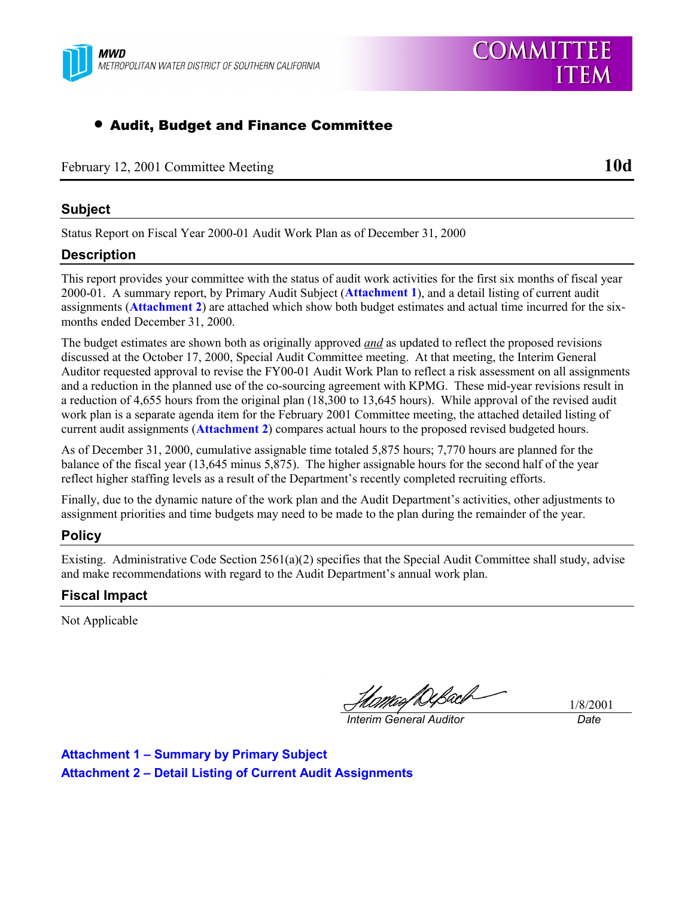MWD
METROPOLITAN WATER DISTRICT OF SOUTHERN CALIFORNIA

COMMITTEE ITEM

- **Audit, Budget and Finance Committee**

February 12, 2001 Committee Meeting **10d**

## Subject

Status Report on Fiscal Year 2000-01 Audit Work Plan as of December 31, 2000

## Description

This report provides your committee with the status of audit work activities for the first six months of fiscal year 2000-01. A summary report, by Primary Audit Subject (**Attachment 1**), and a detail listing of current audit assignments (**Attachment 2**) are attached which show both budget estimates and actual time incurred for the six-months ended December 31, 2000.

The budget estimates are shown both as originally approved *and* as updated to reflect the proposed revisions discussed at the October 17, 2000, Special Audit Committee meeting. At that meeting, the Interim General Auditor requested approval to revise the FY00-01 Audit Work Plan to reflect a risk assessment on all assignments and a reduction in the planned use of the co-sourcing agreement with KPMG. These mid-year revisions result in a reduction of 4,655 hours from the original plan (18,300 to 13,645 hours). While approval of the revised audit work plan is a separate agenda item for the February 2001 Committee meeting, the attached detailed listing of current audit assignments (**Attachment 2**) compares actual hours to the proposed revised budgeted hours.

As of December 31, 2000, cumulative assignable time totaled 5,875 hours; 7,770 hours are planned for the balance of the fiscal year (13,645 minus 5,875). The higher assignable hours for the second half of the year reflect higher staffing levels as a result of the Department's recently completed recruiting efforts.

Finally, due to the dynamic nature of the work plan and the Audit Department's activities, other adjustments to assignment priorities and time budgets may need to be made to the plan during the remainder of the year.

## Policy

Existing. Administrative Code Section 2561(a)(2) specifies that the Special Audit Committee shall study, advise and make recommendations with regard to the Audit Department's annual work plan.

## Fiscal Impact

Not Applicable

| | |
|---|---|
| *Interim General Auditor* | 1/8/2001<br>*Date* |

**Attachment 1 – Summary by Primary Subject**
**Attachment 2 – Detail Listing of Current Audit Assignments**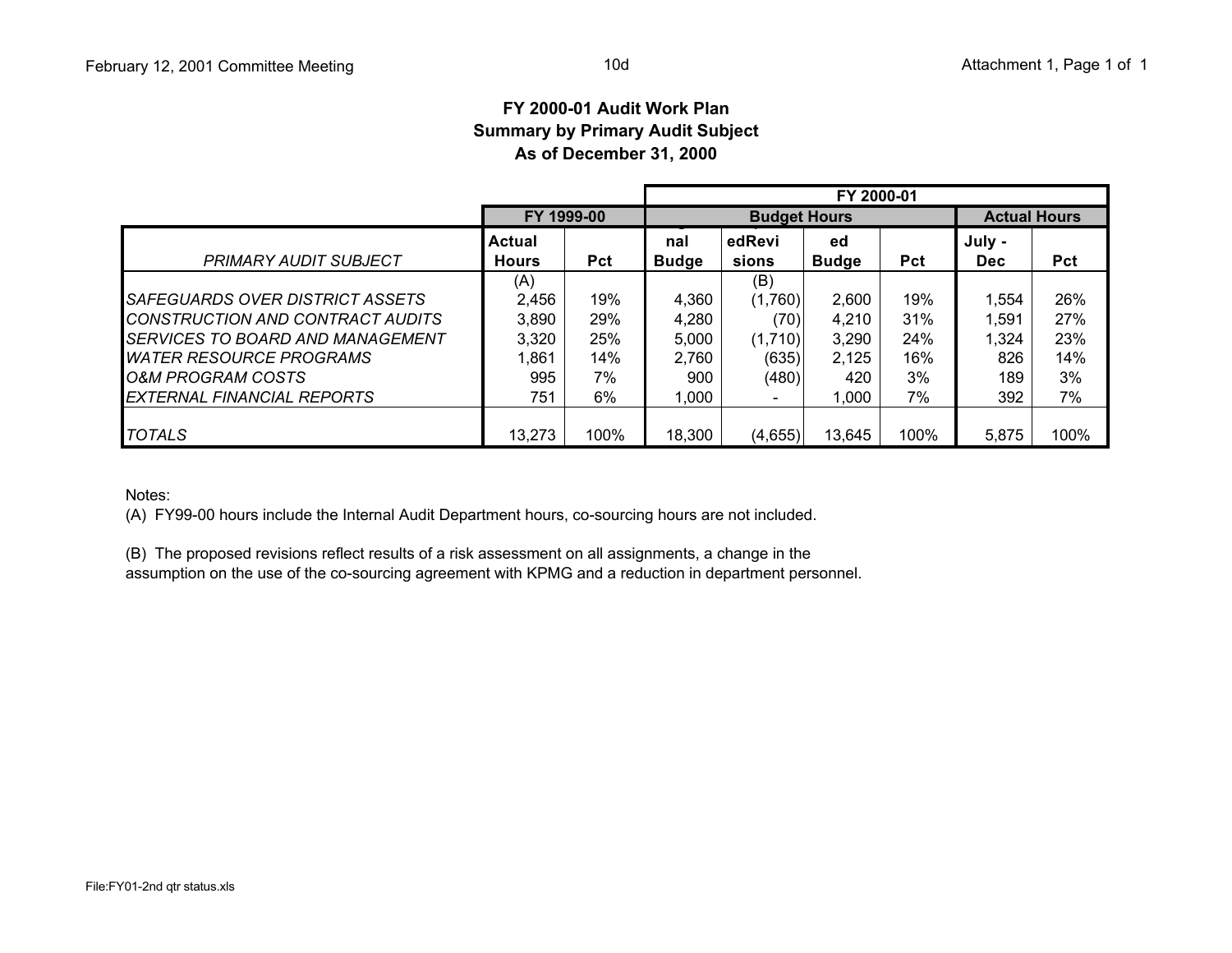# FY 2000-01 Audit Work Plan
## Summary by Primary Audit Subject
## As of December 31, 2000

| | FY 1999-00 | | FY 2000-01 | | | | | |
|---|---|---|---|---|---|---|---|---|
| | FY 1999-00 | | Budget Hours | | | | Actual Hours | |
| PRIMARY AUDIT SUBJECT | Actual Hours (A) | Pct | nal Budge | edRevisions (B) | ed Budge | Pct | July - Dec | Pct |
| *SAFEGUARDS OVER DISTRICT ASSETS* | 2,456 | 19% | 4,360 | (1,760) | 2,600 | 19% | 1,554 | 26% |
| *CONSTRUCTION AND CONTRACT AUDITS* | 3,890 | 29% | 4,280 | (70) | 4,210 | 31% | 1,591 | 27% |
| *SERVICES TO BOARD AND MANAGEMENT* | 3,320 | 25% | 5,000 | (1,710) | 3,290 | 24% | 1,324 | 23% |
| *WATER RESOURCE PROGRAMS* | 1,861 | 14% | 2,760 | (635) | 2,125 | 16% | 826 | 14% |
| *O&M PROGRAM COSTS* | 995 | 7% | 900 | (480) | 420 | 3% | 189 | 3% |
| *EXTERNAL FINANCIAL REPORTS* | 751 | 6% | 1,000 | - | 1,000 | 7% | 392 | 7% |
| *TOTALS* | 13,273 | 100% | 18,300 | (4,655) | 13,645 | 100% | 5,875 | 100% |

Notes:

(A) FY99-00 hours include the Internal Audit Department hours, co-sourcing hours are not included.

(B) The proposed revisions reflect results of a risk assessment on all assignments, a change in the assumption on the use of the co-sourcing agreement with KPMG and a reduction in department personnel.

File:FY01-2nd qtr status.xls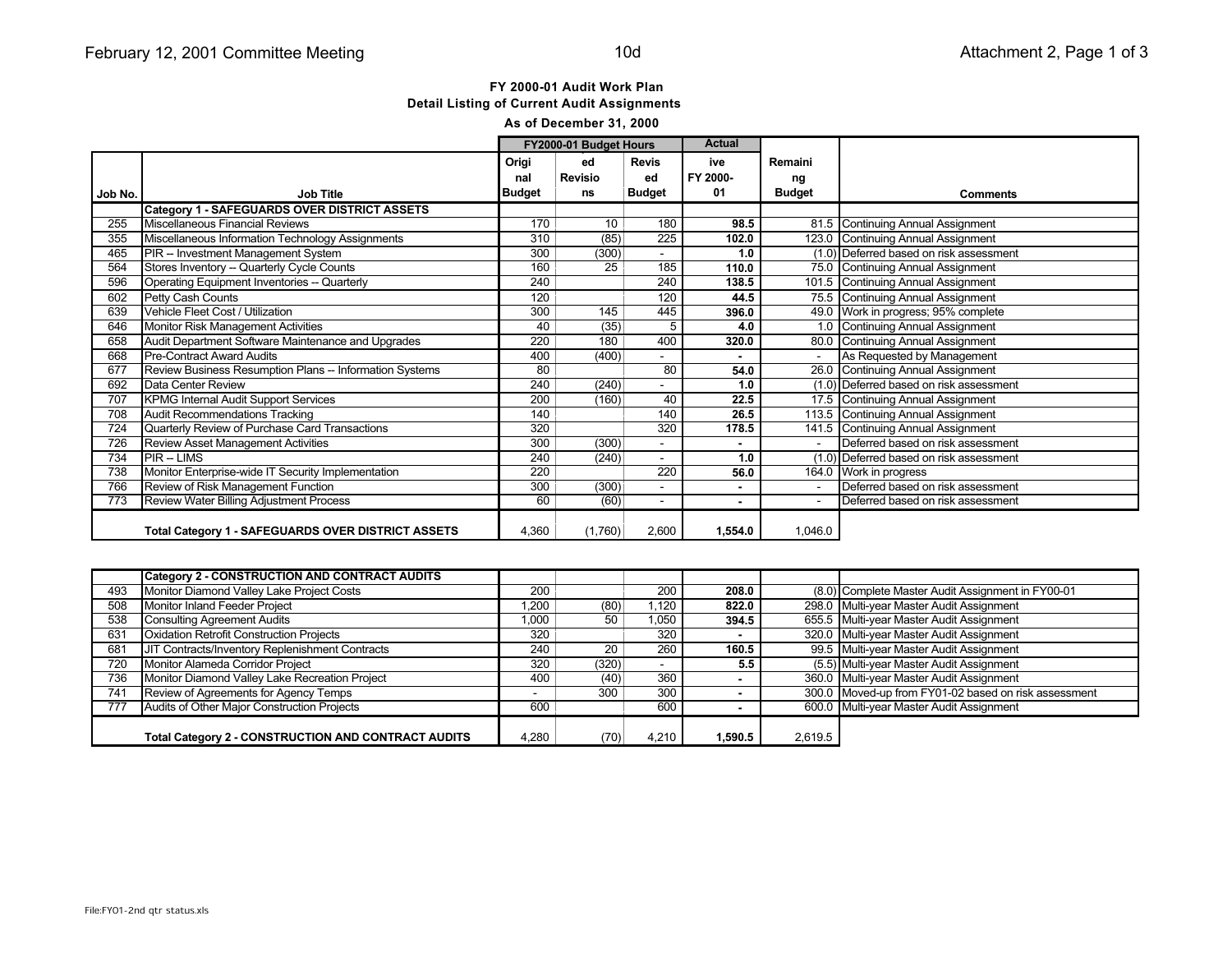## FY 2000-01 Audit Work Plan

### Detail Listing of Current Audit Assignments

**As of December 31, 2000**

| Job No. | Job Title | FY2000-01 Budget Hours: Original Budget | Revisions | Revised Budget | Actual: FY 2000-01 | Remaining Budget | Comments |
|---|---|---|---|---|---|---|---|
| | **Category 1 - SAFEGUARDS OVER DISTRICT ASSETS** | | | | | | |
| 255 | Miscellaneous Financial Reviews | 170 | 10 | 180 | **98.5** | 81.5 | Continuing Annual Assignment |
| 355 | Miscellaneous Information Technology Assignments | 310 | (85) | 225 | **102.0** | 123.0 | Continuing Annual Assignment |
| 465 | PIR -- Investment Management System | 300 | (300) | - | **1.0** | (1.0) | Deferred based on risk assessment |
| 564 | Stores Inventory -- Quarterly Cycle Counts | 160 | 25 | 185 | **110.0** | 75.0 | Continuing Annual Assignment |
| 596 | Operating Equipment Inventories -- Quarterly | 240 | | 240 | **138.5** | 101.5 | Continuing Annual Assignment |
| 602 | Petty Cash Counts | 120 | | 120 | **44.5** | 75.5 | Continuing Annual Assignment |
| 639 | Vehicle Fleet Cost / Utilization | 300 | 145 | 445 | **396.0** | 49.0 | Work in progress; 95% complete |
| 646 | Monitor Risk Management Activities | 40 | (35) | 5 | **4.0** | 1.0 | Continuing Annual Assignment |
| 658 | Audit Department Software Maintenance and Upgrades | 220 | 180 | 400 | **320.0** | 80.0 | Continuing Annual Assignment |
| 668 | Pre-Contract Award Audits | 400 | (400) | - | **-** | - | As Requested by Management |
| 677 | Review Business Resumption Plans -- Information Systems | 80 | | 80 | **54.0** | 26.0 | Continuing Annual Assignment |
| 692 | Data Center Review | 240 | (240) | - | **1.0** | (1.0) | Deferred based on risk assessment |
| 707 | KPMG Internal Audit Support Services | 200 | (160) | 40 | **22.5** | 17.5 | Continuing Annual Assignment |
| 708 | Audit Recommendations Tracking | 140 | | 140 | **26.5** | 113.5 | Continuing Annual Assignment |
| 724 | Quarterly Review of Purchase Card Transactions | 320 | | 320 | **178.5** | 141.5 | Continuing Annual Assignment |
| 726 | Review Asset Management Activities | 300 | (300) | - | **-** | - | Deferred based on risk assessment |
| 734 | PIR -- LIMS | 240 | (240) | - | **1.0** | (1.0) | Deferred based on risk assessment |
| 738 | Monitor Enterprise-wide IT Security Implementation | 220 | | 220 | **56.0** | 164.0 | Work in progress |
| 766 | Review of Risk Management Function | 300 | (300) | - | **-** | - | Deferred based on risk assessment |
| 773 | Review Water Billing Adjustment Process | 60 | (60) | - | **-** | - | Deferred based on risk assessment |
| | **Total Category 1 - SAFEGUARDS OVER DISTRICT ASSETS** | 4,360 | (1,760) | 2,600 | **1,554.0** | 1,046.0 | |

| Job No. | Job Title | FY2000-01 Budget Hours: Original Budget | Revisions | Revised Budget | Actual: FY 2000-01 | Remaining Budget | Comments |
|---|---|---|---|---|---|---|---|
| | **Category 2 - CONSTRUCTION AND CONTRACT AUDITS** | | | | | | |
| 493 | Monitor Diamond Valley Lake Project Costs | 200 | | 200 | **208.0** | (8.0) | Complete Master Audit Assignment in FY00-01 |
| 508 | Monitor Inland Feeder Project | 1,200 | (80) | 1,120 | **822.0** | 298.0 | Multi-year Master Audit Assignment |
| 538 | Consulting Agreement Audits | 1,000 | 50 | 1,050 | **394.5** | 655.5 | Multi-year Master Audit Assignment |
| 631 | Oxidation Retrofit Construction Projects | 320 | | 320 | **-** | 320.0 | Multi-year Master Audit Assignment |
| 681 | JIT Contracts/Inventory Replenishment Contracts | 240 | 20 | 260 | **160.5** | 99.5 | Multi-year Master Audit Assignment |
| 720 | Monitor Alameda Corridor Project | 320 | (320) | - | **5.5** | (5.5) | Multi-year Master Audit Assignment |
| 736 | Monitor Diamond Valley Lake Recreation Project | 400 | (40) | 360 | **-** | 360.0 | Multi-year Master Audit Assignment |
| 741 | Review of Agreements for Agency Temps | - | 300 | 300 | **-** | 300.0 | Moved-up from FY01-02 based on risk assessment |
| 777 | Audits of Other Major Construction Projects | 600 | | 600 | **-** | 600.0 | Multi-year Master Audit Assignment |
| | **Total Category 2 - CONSTRUCTION AND CONTRACT AUDITS** | 4,280 | (70) | 4,210 | **1,590.5** | 2,619.5 | |

File:FY01-2nd qtr status.xls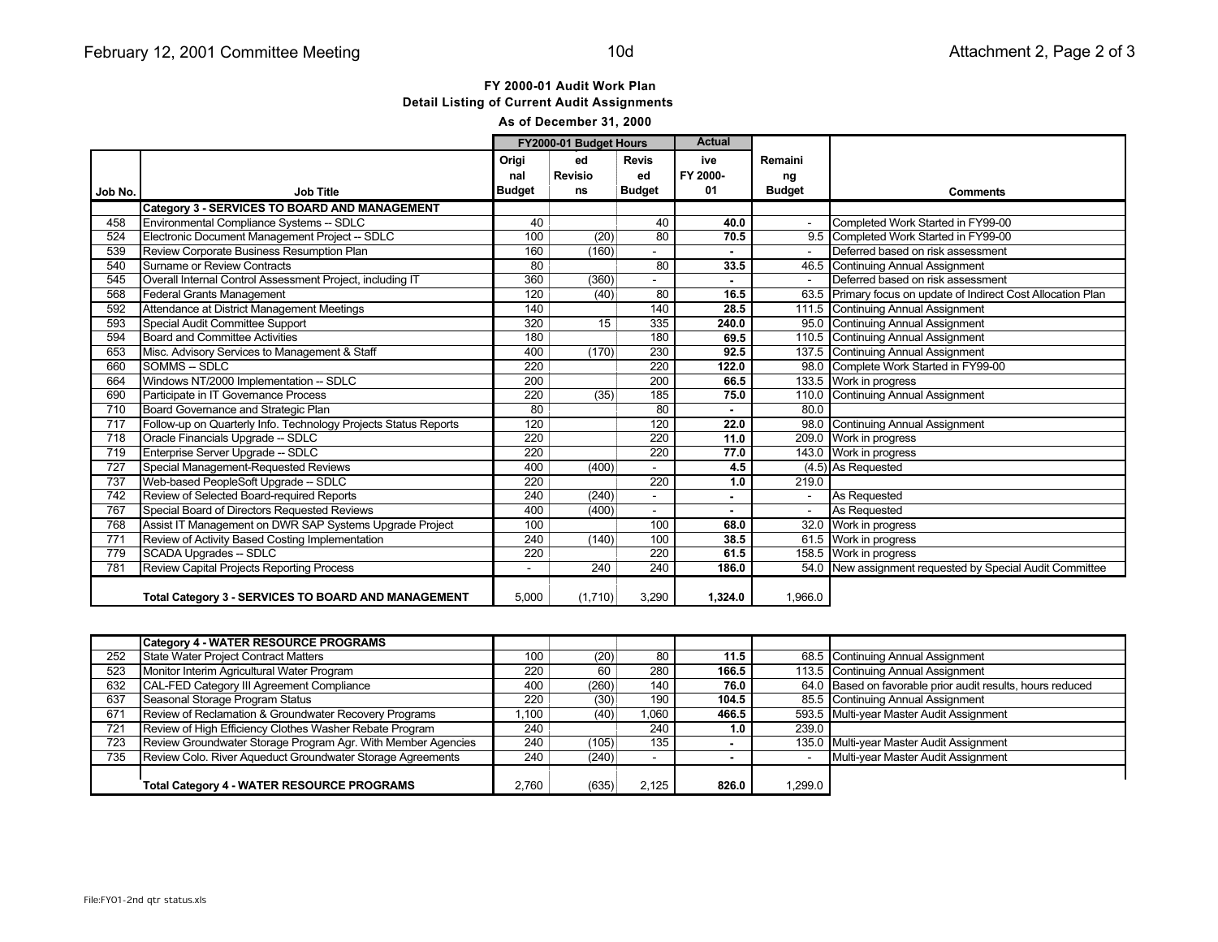# FY 2000-01 Audit Work Plan

## Detail Listing of Current Audit Assignments

### As of December 31, 2000

| | | FY2000-01 Budget Hours | | | Actual | | |
|---|---|---|---|---|---|---|---|
| Job No. | Job Title | Original Budget | Revisions | Revised Budget | FY 2000-01 | Remaining Budget | Comments |
| | **Category 3 - SERVICES TO BOARD AND MANAGEMENT** | | | | | | |
| 458 | Environmental Compliance Systems -- SDLC | 40 | | 40 | **40.0** | - | Completed Work Started in FY99-00 |
| 524 | Electronic Document Management Project -- SDLC | 100 | (20) | 80 | **70.5** | 9.5 | Completed Work Started in FY99-00 |
| 539 | Review Corporate Business Resumption Plan | 160 | (160) | - | **-** | - | Deferred based on risk assessment |
| 540 | Surname or Review Contracts | 80 | | 80 | **33.5** | 46.5 | Continuing Annual Assignment |
| 545 | Overall Internal Control Assessment Project, including IT | 360 | (360) | - | **-** | - | Deferred based on risk assessment |
| 568 | Federal Grants Management | 120 | (40) | 80 | **16.5** | 63.5 | Primary focus on update of Indirect Cost Allocation Plan |
| 592 | Attendance at District Management Meetings | 140 | | 140 | **28.5** | 111.5 | Continuing Annual Assignment |
| 593 | Special Audit Committee Support | 320 | 15 | 335 | **240.0** | 95.0 | Continuing Annual Assignment |
| 594 | Board and Committee Activities | 180 | | 180 | **69.5** | 110.5 | Continuing Annual Assignment |
| 653 | Misc. Advisory Services to Management & Staff | 400 | (170) | 230 | **92.5** | 137.5 | Continuing Annual Assignment |
| 660 | SOMMS -- SDLC | 220 | | 220 | **122.0** | 98.0 | Complete Work Started in FY99-00 |
| 664 | Windows NT/2000 Implementation -- SDLC | 200 | | 200 | **66.5** | 133.5 | Work in progress |
| 690 | Participate in IT Governance Process | 220 | (35) | 185 | **75.0** | 110.0 | Continuing Annual Assignment |
| 710 | Board Governance and Strategic Plan | 80 | | 80 | **-** | 80.0 | |
| 717 | Follow-up on Quarterly Info. Technology Projects Status Reports | 120 | | 120 | **22.0** | 98.0 | Continuing Annual Assignment |
| 718 | Oracle Financials Upgrade -- SDLC | 220 | | 220 | **11.0** | 209.0 | Work in progress |
| 719 | Enterprise Server Upgrade -- SDLC | 220 | | 220 | **77.0** | 143.0 | Work in progress |
| 727 | Special Management-Requested Reviews | 400 | (400) | - | **4.5** | (4.5) | As Requested |
| 737 | Web-based PeopleSoft Upgrade -- SDLC | 220 | | 220 | **1.0** | 219.0 | |
| 742 | Review of Selected Board-required Reports | 240 | (240) | - | **-** | - | As Requested |
| 767 | Special Board of Directors Requested Reviews | 400 | (400) | - | **-** | - | As Requested |
| 768 | Assist IT Management on DWR SAP Systems Upgrade Project | 100 | | 100 | **68.0** | 32.0 | Work in progress |
| 771 | Review of Activity Based Costing Implementation | 240 | (140) | 100 | **38.5** | 61.5 | Work in progress |
| 779 | SCADA Upgrades -- SDLC | 220 | | 220 | **61.5** | 158.5 | Work in progress |
| 781 | Review Capital Projects Reporting Process | - | 240 | 240 | **186.0** | 54.0 | New assignment requested by Special Audit Committee |
| | **Total Category 3 - SERVICES TO BOARD AND MANAGEMENT** | 5,000 | (1,710) | 3,290 | **1,324.0** | 1,966.0 | |

| Job No. | Job Title | Original Budget | Revisions | Revised Budget | Actual FY 2000-01 | Remaining Budget | Comments |
|---|---|---|---|---|---|---|---|
| | **Category 4 - WATER RESOURCE PROGRAMS** | | | | | | |
| 252 | State Water Project Contract Matters | 100 | (20) | 80 | **11.5** | 68.5 | Continuing Annual Assignment |
| 523 | Monitor Interim Agricultural Water Program | 220 | 60 | 280 | **166.5** | 113.5 | Continuing Annual Assignment |
| 632 | CAL-FED Category III Agreement Compliance | 400 | (260) | 140 | **76.0** | 64.0 | Based on favorable prior audit results, hours reduced |
| 637 | Seasonal Storage Program Status | 220 | (30) | 190 | **104.5** | 85.5 | Continuing Annual Assignment |
| 671 | Review of Reclamation & Groundwater Recovery Programs | 1,100 | (40) | 1,060 | **466.5** | 593.5 | Multi-year Master Audit Assignment |
| 721 | Review of High Efficiency Clothes Washer Rebate Program | 240 | | 240 | **1.0** | 239.0 | |
| 723 | Review Groundwater Storage Program Agr. With Member Agencies | 240 | (105) | 135 | **-** | 135.0 | Multi-year Master Audit Assignment |
| 735 | Review Colo. River Aqueduct Groundwater Storage Agreements | 240 | (240) | - | **-** | - | Multi-year Master Audit Assignment |
| | **Total Category 4 - WATER RESOURCE PROGRAMS** | 2,760 | (635) | 2,125 | **826.0** | 1,299.0 | |

File:FY01-2nd qtr status.xls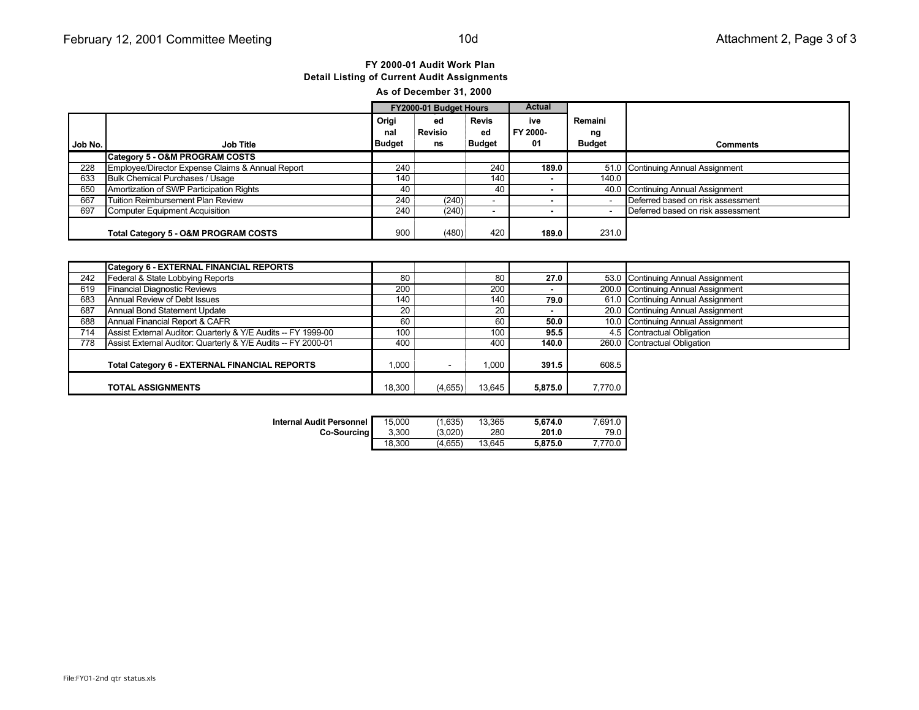### FY 2000-01 Audit Work Plan
### Detail Listing of Current Audit Assignments
### As of December 31, 2000

| Job No. | Job Title | FY2000-01 Budget Hours: Original Budget | Revisions | Revised Budget | Actual FY 2000-01 | Remaining Budget | Comments |
|---|---|---|---|---|---|---|---|
| | **Category 5 - O&M PROGRAM COSTS** | | | | | | |
| 228 | Employee/Director Expense Claims & Annual Report | 240 | | 240 | **189.0** | 51.0 | Continuing Annual Assignment |
| 633 | Bulk Chemical Purchases / Usage | 140 | | 140 | **-** | 140.0 | |
| 650 | Amortization of SWP Participation Rights | 40 | | 40 | **-** | 40.0 | Continuing Annual Assignment |
| 667 | Tuition Reimbursement Plan Review | 240 | (240) | - | **-** | - | Deferred based on risk assessment |
| 697 | Computer Equipment Acquisition | 240 | (240) | - | **-** | - | Deferred based on risk assessment |
| | **Total Category 5 - O&M PROGRAM COSTS** | 900 | (480) | 420 | **189.0** | 231.0 | |
| | **Category 6 - EXTERNAL FINANCIAL REPORTS** | | | | | | |
| 242 | Federal & State Lobbying Reports | 80 | | 80 | **27.0** | 53.0 | Continuing Annual Assignment |
| 619 | Financial Diagnostic Reviews | 200 | | 200 | **-** | 200.0 | Continuing Annual Assignment |
| 683 | Annual Review of Debt Issues | 140 | | 140 | **79.0** | 61.0 | Continuing Annual Assignment |
| 687 | Annual Bond Statement Update | 20 | | 20 | **-** | 20.0 | Continuing Annual Assignment |
| 688 | Annual Financial Report & CAFR | 60 | | 60 | **50.0** | 10.0 | Continuing Annual Assignment |
| 714 | Assist External Auditor: Quarterly & Y/E Audits -- FY 1999-00 | 100 | | 100 | **95.5** | 4.5 | Contractual Obligation |
| 778 | Assist External Auditor: Quarterly & Y/E Audits -- FY 2000-01 | 400 | | 400 | **140.0** | 260.0 | Contractual Obligation |
| | **Total Category 6 - EXTERNAL FINANCIAL REPORTS** | 1,000 | - | 1,000 | **391.5** | 608.5 | |
| | **TOTAL ASSIGNMENTS** | 18,300 | (4,655) | 13,645 | **5,875.0** | 7,770.0 | |

| | Original Budget | Revisions | Revised Budget | Actual FY 2000-01 | Remaining Budget |
|---|---|---|---|---|---|
| **Internal Audit Personnel** | 15,000 | (1,635) | 13,365 | **5,674.0** | 7,691.0 |
| **Co-Sourcing** | 3,300 | (3,020) | 280 | **201.0** | 79.0 |
| | 18,300 | (4,655) | 13,645 | **5,875.0** | 7,770.0 |

File:FY01-2nd qtr status.xls